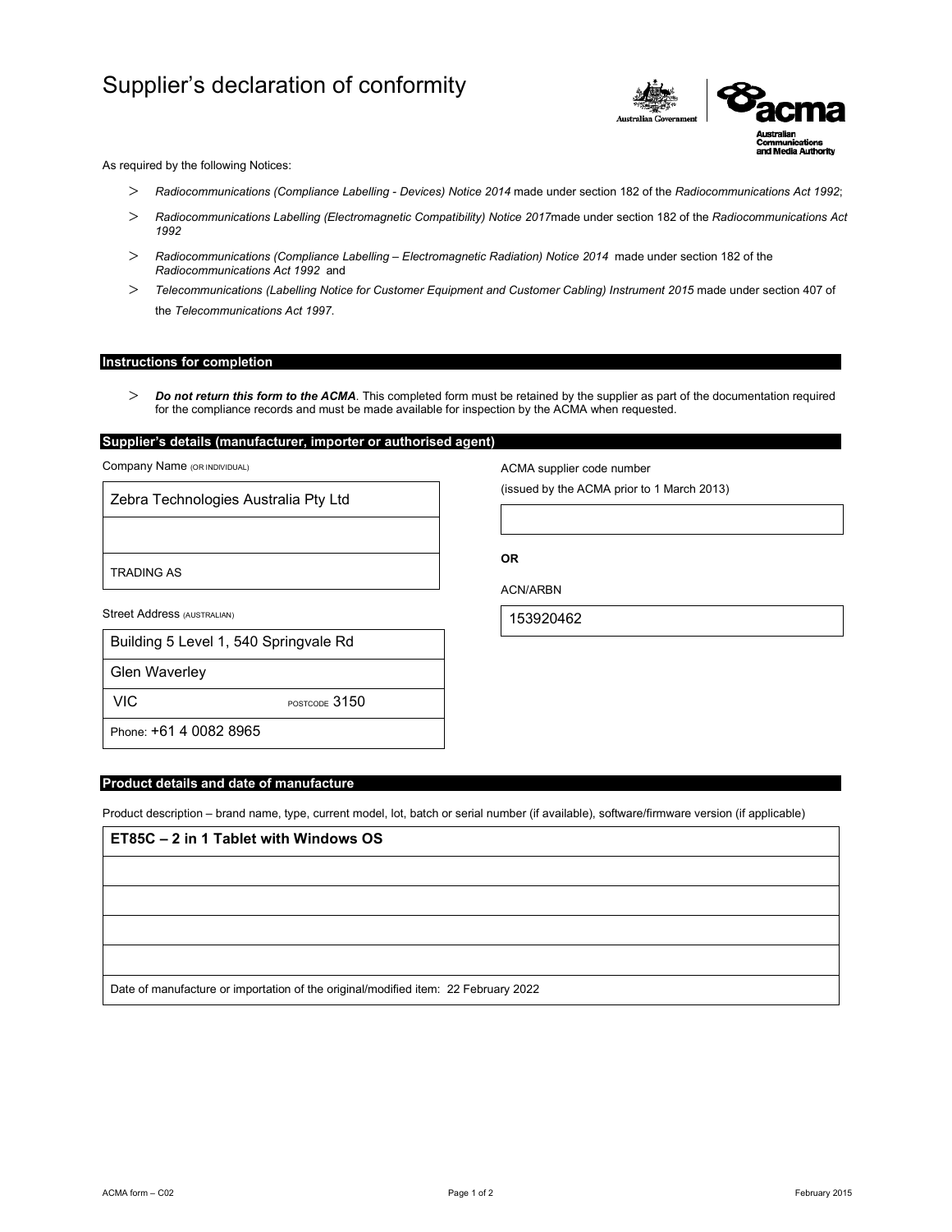# Supplier's declaration of conformity

As required by the following Notices:

- *Radiocommunications (Compliance Labelling - Devices) Notice 2014* made under section 182 of the *Radiocommunications Act 1992*;
- *Radiocommunications Labelling (Electromagnetic Compatibility) Notice 2017*made under section 182 of the *Radiocommunications Act 1992*
- *Radiocommunications (Compliance Labelling – Electromagnetic Radiation) Notice 2014* made under section 182 of the *Radiocommunications Act 1992* and
- *Telecommunications (Labelling Notice for Customer Equipment and Customer Cabling) Instrument 2015* made under section 407 of the *Telecommunications Act 1997*.

## Instructions for completion

- ***Do not return this form to the ACMA***. This completed form must be retained by the supplier as part of the documentation required for the compliance records and must be made available for inspection by the ACMA when requested.

## Supplier's details (manufacturer, importer or authorised agent)

Company Name (OR INDIVIDUAL)

Zebra Technologies Australia Pty Ltd

TRADING AS

Street Address (AUSTRALIAN)

Building 5 Level 1, 540 Springvale Rd

Glen Waverley

VIC POSTCODE 3150

Phone: +61 4 0082 8965

ACMA supplier code number

(issued by the ACMA prior to 1 March 2013)

**OR**

ACN/ARBN

153920462

## Product details and date of manufacture

Product description – brand name, type, current model, lot, batch or serial number (if available), software/firmware version (if applicable)

**ET85C – 2 in 1 Tablet with Windows OS**

Date of manufacture or importation of the original/modified item: 22 February 2022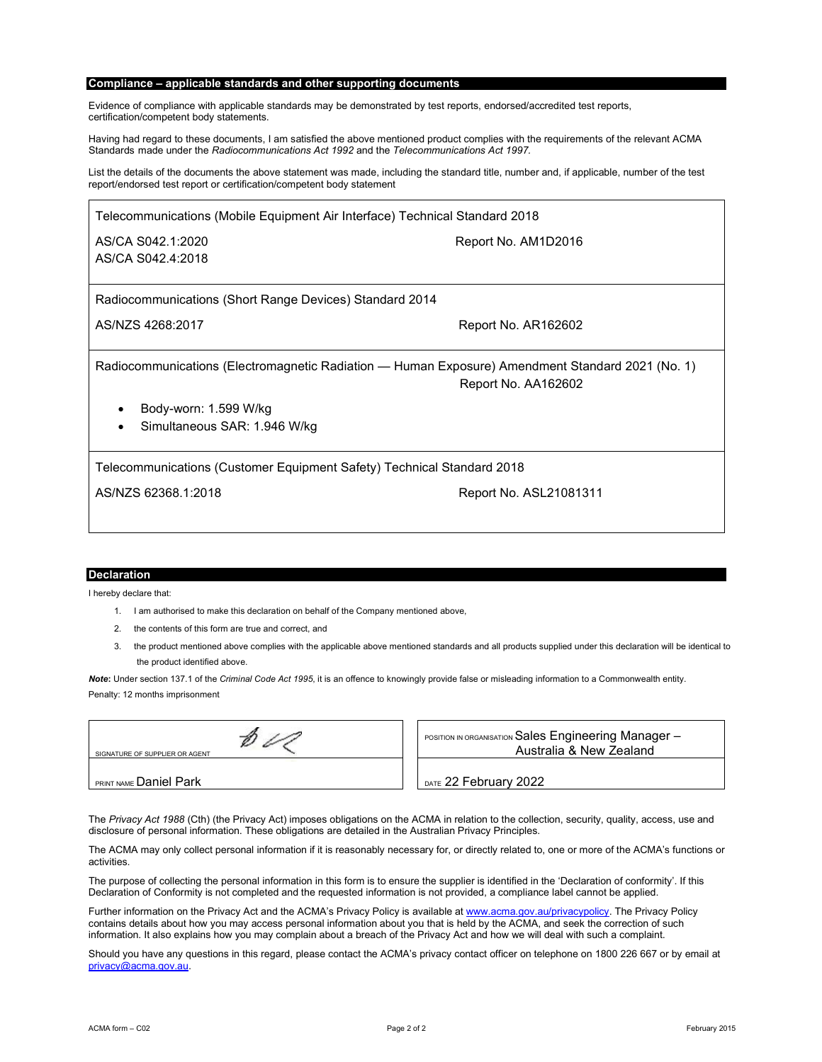## Compliance – applicable standards and other supporting documents

Evidence of compliance with applicable standards may be demonstrated by test reports, endorsed/accredited test reports, certification/competent body statements.

Having had regard to these documents, I am satisfied the above mentioned product complies with the requirements of the relevant ACMA Standards made under the *Radiocommunications Act 1992* and the *Telecommunications Act 1997.*

List the details of the documents the above statement was made, including the standard title, number and, if applicable, number of the test report/endorsed test report or certification/competent body statement

Telecommunications (Mobile Equipment Air Interface) Technical Standard 2018

AS/CA S042.1:2020 — Report No. AM1D2016
AS/CA S042.4:2018

Radiocommunications (Short Range Devices) Standard 2014

AS/NZS 4268:2017 — Report No. AR162602

Radiocommunications (Electromagnetic Radiation — Human Exposure) Amendment Standard 2021 (No. 1) — Report No. AA162602

- Body-worn: 1.599 W/kg
- Simultaneous SAR: 1.946 W/kg

Telecommunications (Customer Equipment Safety) Technical Standard 2018

AS/NZS 62368.1:2018 — Report No. ASL21081311

## Declaration

I hereby declare that:

1. I am authorised to make this declaration on behalf of the Company mentioned above,
2. the contents of this form are true and correct, and
3. the product mentioned above complies with the applicable above mentioned standards and all products supplied under this declaration will be identical to the product identified above.

***Note*:** Under section 137.1 of the *Criminal Code Act 1995*, it is an offence to knowingly provide false or misleading information to a Commonwealth entity.

Penalty: 12 months imprisonment

| | |
|---|---|
| SIGNATURE OF SUPPLIER OR AGENT | POSITION IN ORGANISATION Sales Engineering Manager – Australia & New Zealand |
| PRINT NAME Daniel Park | DATE 22 February 2022 |

The *Privacy Act 1988* (Cth) (the Privacy Act) imposes obligations on the ACMA in relation to the collection, security, quality, access, use and disclosure of personal information. These obligations are detailed in the Australian Privacy Principles.

The ACMA may only collect personal information if it is reasonably necessary for, or directly related to, one or more of the ACMA's functions or activities.

The purpose of collecting the personal information in this form is to ensure the supplier is identified in the 'Declaration of conformity'. If this Declaration of Conformity is not completed and the requested information is not provided, a compliance label cannot be applied.

Further information on the Privacy Act and the ACMA's Privacy Policy is available at www.acma.gov.au/privacypolicy. The Privacy Policy contains details about how you may access personal information about you that is held by the ACMA, and seek the correction of such information. It also explains how you may complain about a breach of the Privacy Act and how we will deal with such a complaint.

Should you have any questions in this regard, please contact the ACMA's privacy contact officer on telephone on 1800 226 667 or by email at privacy@acma.gov.au.

ACMA form – C02 — February 2015